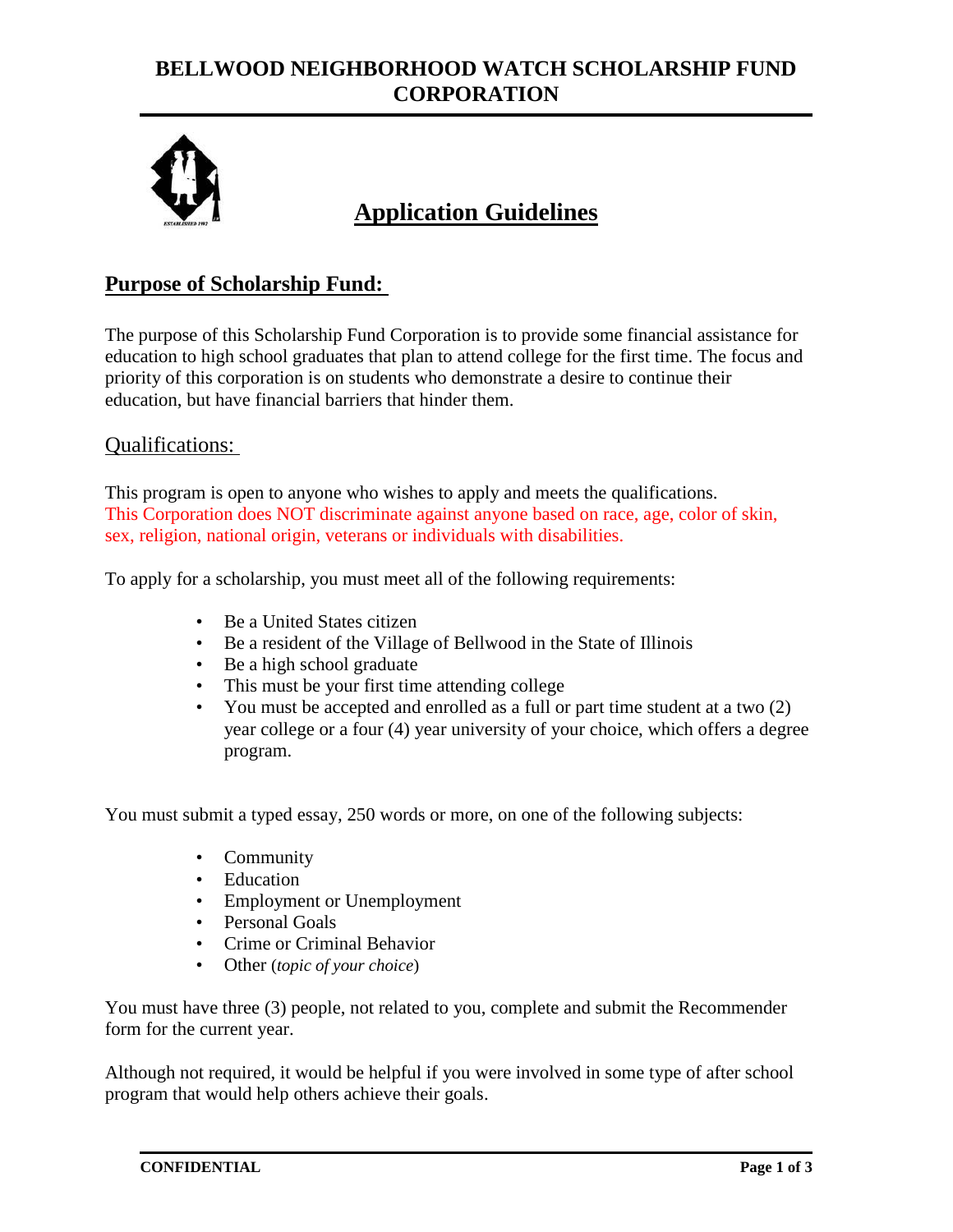# BELLWOOD NEIGHBORHOOD WATCH SCHOLARSHIP FUND CORPORATION

## Application Guidelines

### Purpose of Scholarship Fund:

The purpose of this Scholarship Fund Corporation is to provide some financial assistance for education to high school graduates that plan to attend college for the first time. The focus and priority of this corporation is on students who demonstrate a desire to continue their education, but have financial barriers that hinder them.

### Qualifications:

This program is open to anyone who wishes to apply and meets the qualifications. This Corporation does NOT discriminate against anyone based on race, age, color of skin, sex, religion, national origin, veterans or individuals with disabilities.

To apply for a scholarship, you must meet all of the following requirements:

- Be a United States citizen
- Be a resident of the Village of Bellwood in the State of Illinois
- Be a high school graduate
- This must be your first time attending college
- You must be accepted and enrolled as a full or part time student at a two (2) year college or a four (4) year university of your choice, which offers a degree program.

You must submit a typed essay, 250 words or more, on one of the following subjects:

- Community
- Education
- Employment or Unemployment
- Personal Goals
- Crime or Criminal Behavior
- Other (*topic of your choice*)

You must have three (3) people, not related to you, complete and submit the Recommender form for the current year.

Although not required, it would be helpful if you were involved in some type of after school program that would help others achieve their goals.

**CONFIDENTIAL**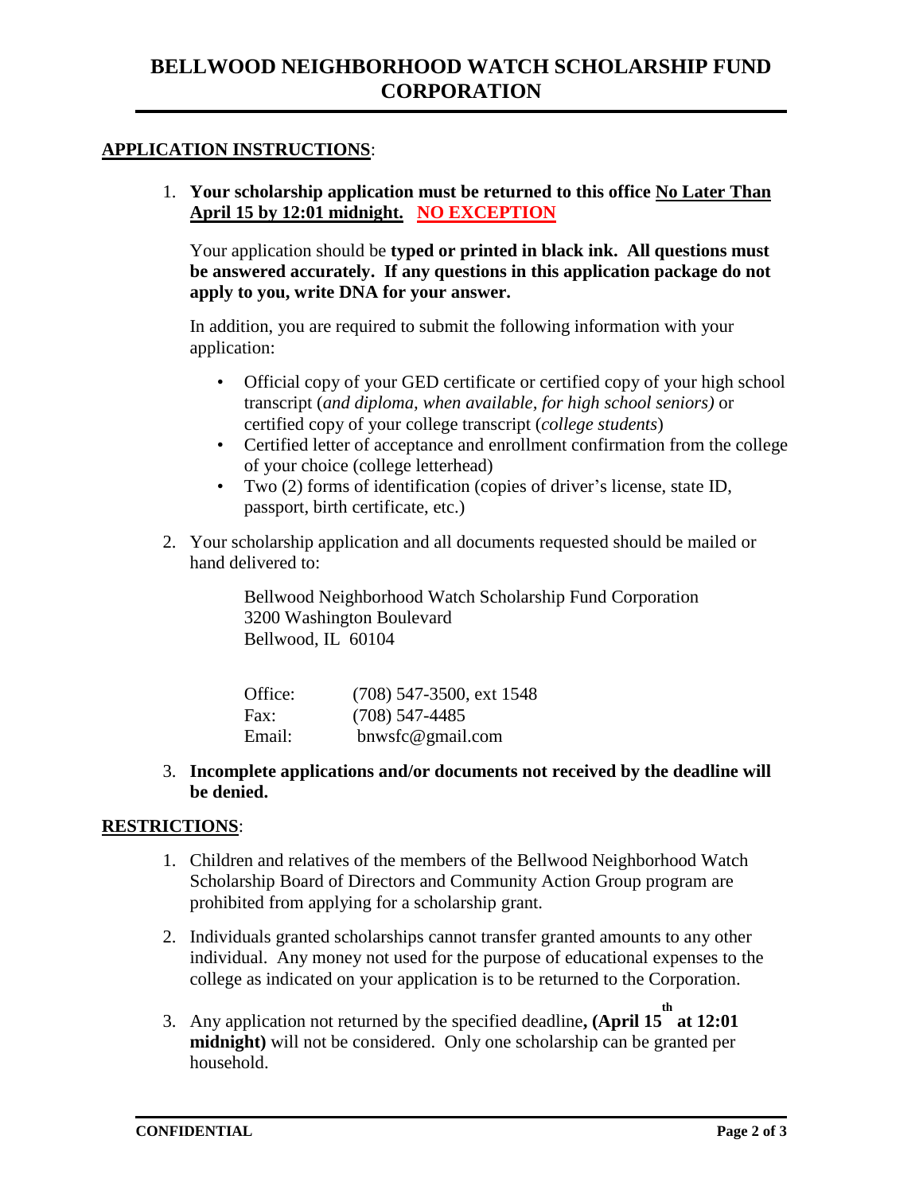# BELLWOOD NEIGHBORHOOD WATCH SCHOLARSHIP FUND CORPORATION

**APPLICATION INSTRUCTIONS**:

1. **Your scholarship application must be returned to this office No Later Than April 15 by 12:01 midnight. NO EXCEPTION**

   Your application should be **typed or printed in black ink. All questions must be answered accurately. If any questions in this application package do not apply to you, write DNA for your answer.**

   In addition, you are required to submit the following information with your application:

   - Official copy of your GED certificate or certified copy of your high school transcript (*and diploma, when available, for high school seniors)* or certified copy of your college transcript (*college students*)
   - Certified letter of acceptance and enrollment confirmation from the college of your choice (college letterhead)
   - Two (2) forms of identification (copies of driver's license, state ID, passport, birth certificate, etc.)

2. Your scholarship application and all documents requested should be mailed or hand delivered to:

   Bellwood Neighborhood Watch Scholarship Fund Corporation
   3200 Washington Boulevard
   Bellwood, IL 60104

   | | |
   |---|---|
   | Office: | (708) 547-3500, ext 1548 |
   | Fax: | (708) 547-4485 |
   | Email: | bnwsfc@gmail.com |

3. **Incomplete applications and/or documents not received by the deadline will be denied.**

**RESTRICTIONS**:

1. Children and relatives of the members of the Bellwood Neighborhood Watch Scholarship Board of Directors and Community Action Group program are prohibited from applying for a scholarship grant.

2. Individuals granted scholarships cannot transfer granted amounts to any other individual. Any money not used for the purpose of educational expenses to the college as indicated on your application is to be returned to the Corporation.

3. Any application not returned by the specified deadline**, (April 15th at 12:01 midnight)** will not be considered. Only one scholarship can be granted per household.

**CONFIDENTIAL**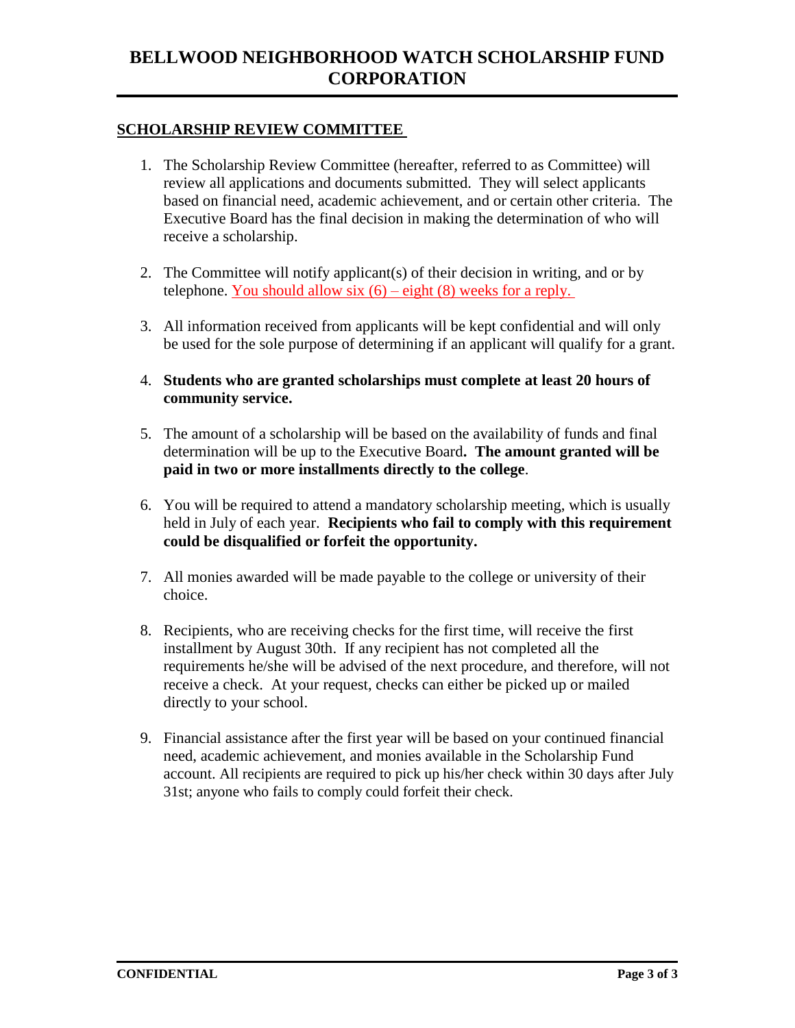# BELLWOOD NEIGHBORHOOD WATCH SCHOLARSHIP FUND CORPORATION

## SCHOLARSHIP REVIEW COMMITTEE

1. The Scholarship Review Committee (hereafter, referred to as Committee) will review all applications and documents submitted. They will select applicants based on financial need, academic achievement, and or certain other criteria. The Executive Board has the final decision in making the determination of who will receive a scholarship.

2. The Committee will notify applicant(s) of their decision in writing, and or by telephone. You should allow six (6) – eight (8) weeks for a reply.

3. All information received from applicants will be kept confidential and will only be used for the sole purpose of determining if an applicant will qualify for a grant.

4. **Students who are granted scholarships must complete at least 20 hours of community service.**

5. The amount of a scholarship will be based on the availability of funds and final determination will be up to the Executive Board**. The amount granted will be paid in two or more installments directly to the college**.

6. You will be required to attend a mandatory scholarship meeting, which is usually held in July of each year. **Recipients who fail to comply with this requirement could be disqualified or forfeit the opportunity.**

7. All monies awarded will be made payable to the college or university of their choice.

8. Recipients, who are receiving checks for the first time, will receive the first installment by August 30th. If any recipient has not completed all the requirements he/she will be advised of the next procedure, and therefore, will not receive a check. At your request, checks can either be picked up or mailed directly to your school.

9. Financial assistance after the first year will be based on your continued financial need, academic achievement, and monies available in the Scholarship Fund account. All recipients are required to pick up his/her check within 30 days after July 31st; anyone who fails to comply could forfeit their check.

**CONFIDENTIAL**